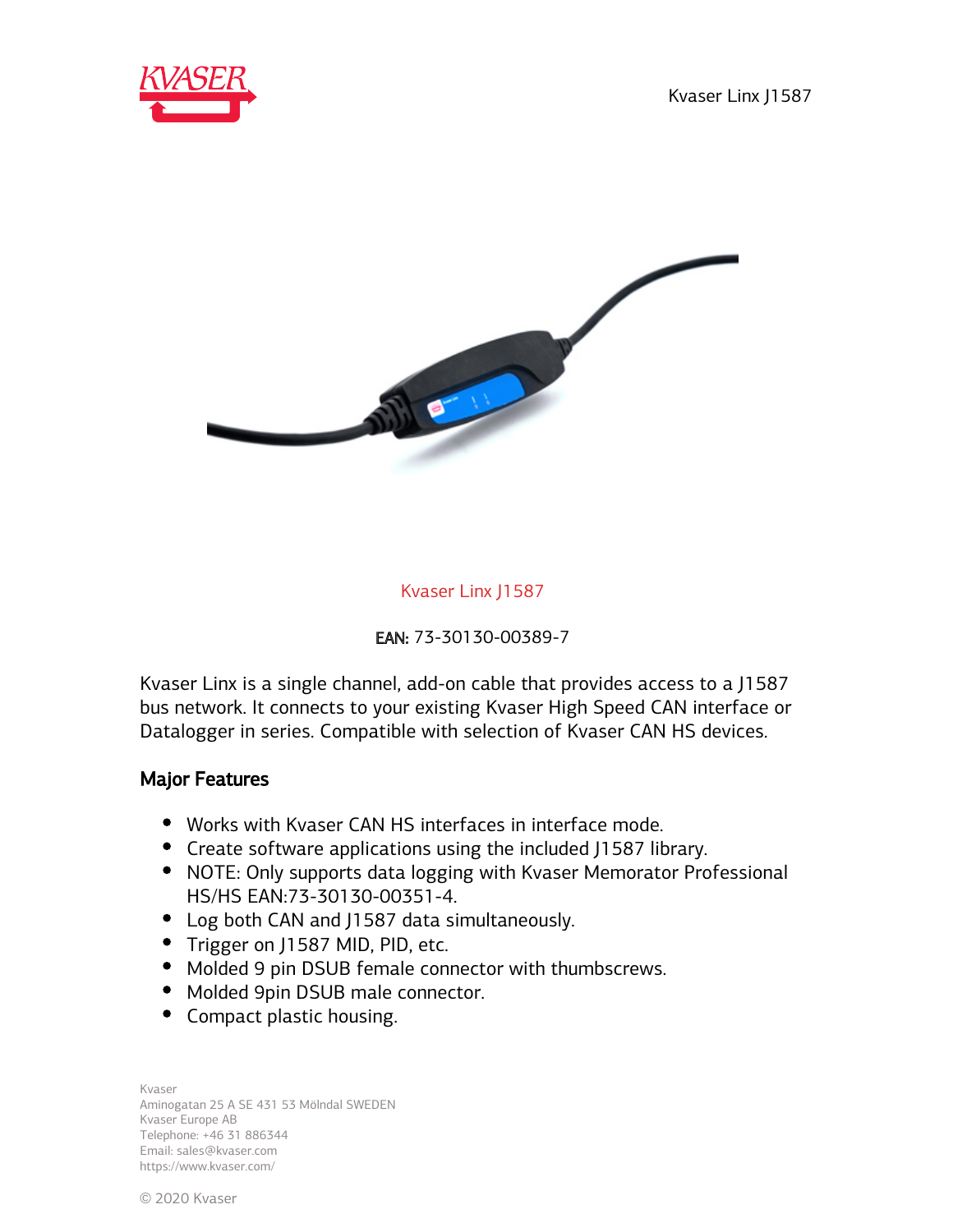# Kvaser Linx J1587

**EAN:** 73-30130-00389-7

Kvaser Linx is a single channel, add-on cable that provides access to a J1587 bus network. It connects to your existing Kvaser High Speed CAN interface or Datalogger in series. Compatible with selection of Kvaser CAN HS devices.

## Major Features

- Works with Kvaser CAN HS interfaces in interface mode.
- Create software applications using the included J1587 library.
- NOTE: Only supports data logging with Kvaser Memorator Professional HS/HS EAN:73-30130-00351-4.
- Log both CAN and J1587 data simultaneously.
- Trigger on J1587 MID, PID, etc.
- Molded 9 pin DSUB female connector with thumbscrews.
- Molded 9pin DSUB male connector.
- Compact plastic housing.

Kvaser
Aminogatan 25 A SE 431 53 Mölndal SWEDEN
Kvaser Europe AB
Telephone: +46 31 886344
Email: sales@kvaser.com
https://www.kvaser.com/

© 2020 Kvaser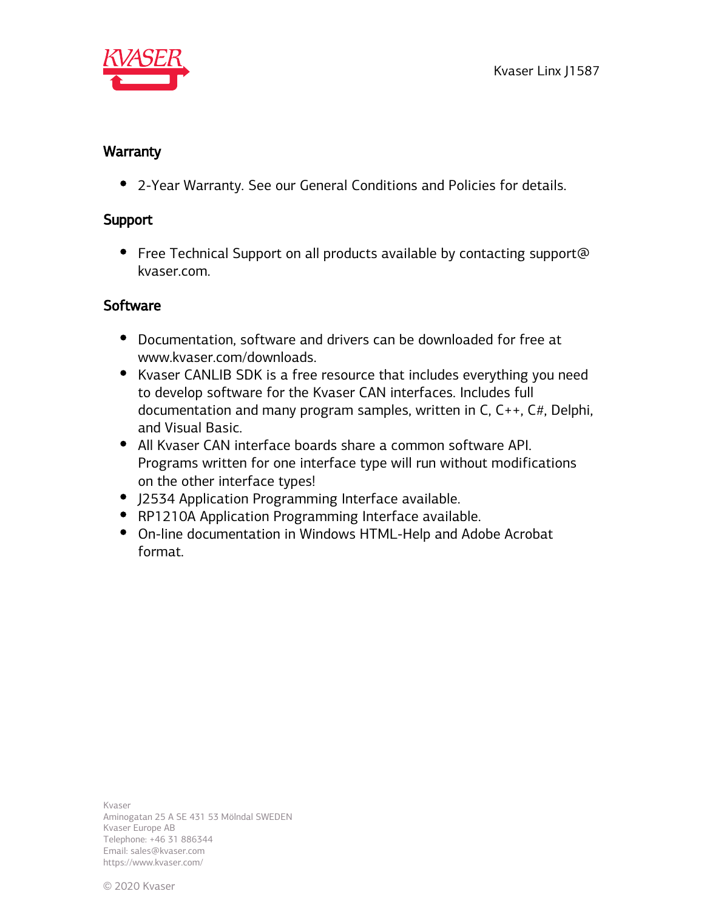## Warranty

- 2-Year Warranty. See our General Conditions and Policies for details.

## Support

- Free Technical Support on all products available by contacting support@kvaser.com.

## Software

- Documentation, software and drivers can be downloaded for free at www.kvaser.com/downloads.
- Kvaser CANLIB SDK is a free resource that includes everything you need to develop software for the Kvaser CAN interfaces. Includes full documentation and many program samples, written in C, C++, C#, Delphi, and Visual Basic.
- All Kvaser CAN interface boards share a common software API. Programs written for one interface type will run without modifications on the other interface types!
- J2534 Application Programming Interface available.
- RP1210A Application Programming Interface available.
- On-line documentation in Windows HTML-Help and Adobe Acrobat format.

Kvaser
Aminogatan 25 A SE 431 53 Mölndal SWEDEN
Kvaser Europe AB
Telephone: +46 31 886344
Email: sales@kvaser.com
https://www.kvaser.com/

© 2020 Kvaser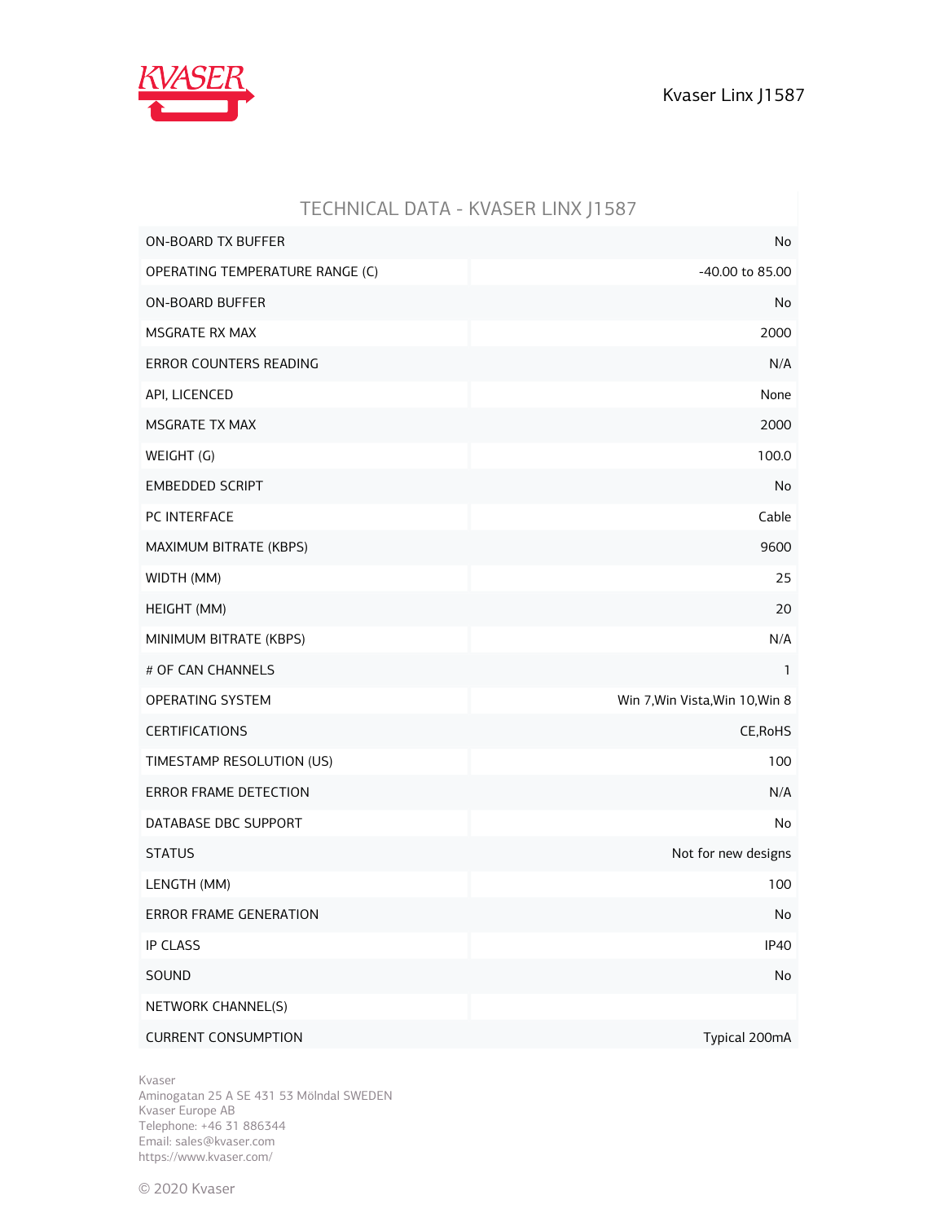## TECHNICAL DATA - KVASER LINX J1587

| | |
|---|---|
| ON-BOARD TX BUFFER | No |
| OPERATING TEMPERATURE RANGE (C) | -40.00 to 85.00 |
| ON-BOARD BUFFER | No |
| MSGRATE RX MAX | 2000 |
| ERROR COUNTERS READING | N/A |
| API, LICENCED | None |
| MSGRATE TX MAX | 2000 |
| WEIGHT (G) | 100.0 |
| EMBEDDED SCRIPT | No |
| PC INTERFACE | Cable |
| MAXIMUM BITRATE (KBPS) | 9600 |
| WIDTH (MM) | 25 |
| HEIGHT (MM) | 20 |
| MINIMUM BITRATE (KBPS) | N/A |
| # OF CAN CHANNELS | 1 |
| OPERATING SYSTEM | Win 7,Win Vista,Win 10,Win 8 |
| CERTIFICATIONS | CE,RoHS |
| TIMESTAMP RESOLUTION (US) | 100 |
| ERROR FRAME DETECTION | N/A |
| DATABASE DBC SUPPORT | No |
| STATUS | Not for new designs |
| LENGTH (MM) | 100 |
| ERROR FRAME GENERATION | No |
| IP CLASS | IP40 |
| SOUND | No |
| NETWORK CHANNEL(S) | |
| CURRENT CONSUMPTION | Typical 200mA |

Kvaser
Aminogatan 25 A SE 431 53 Mölndal SWEDEN
Kvaser Europe AB
Telephone: +46 31 886344
Email: sales@kvaser.com
https://www.kvaser.com/

© 2020 Kvaser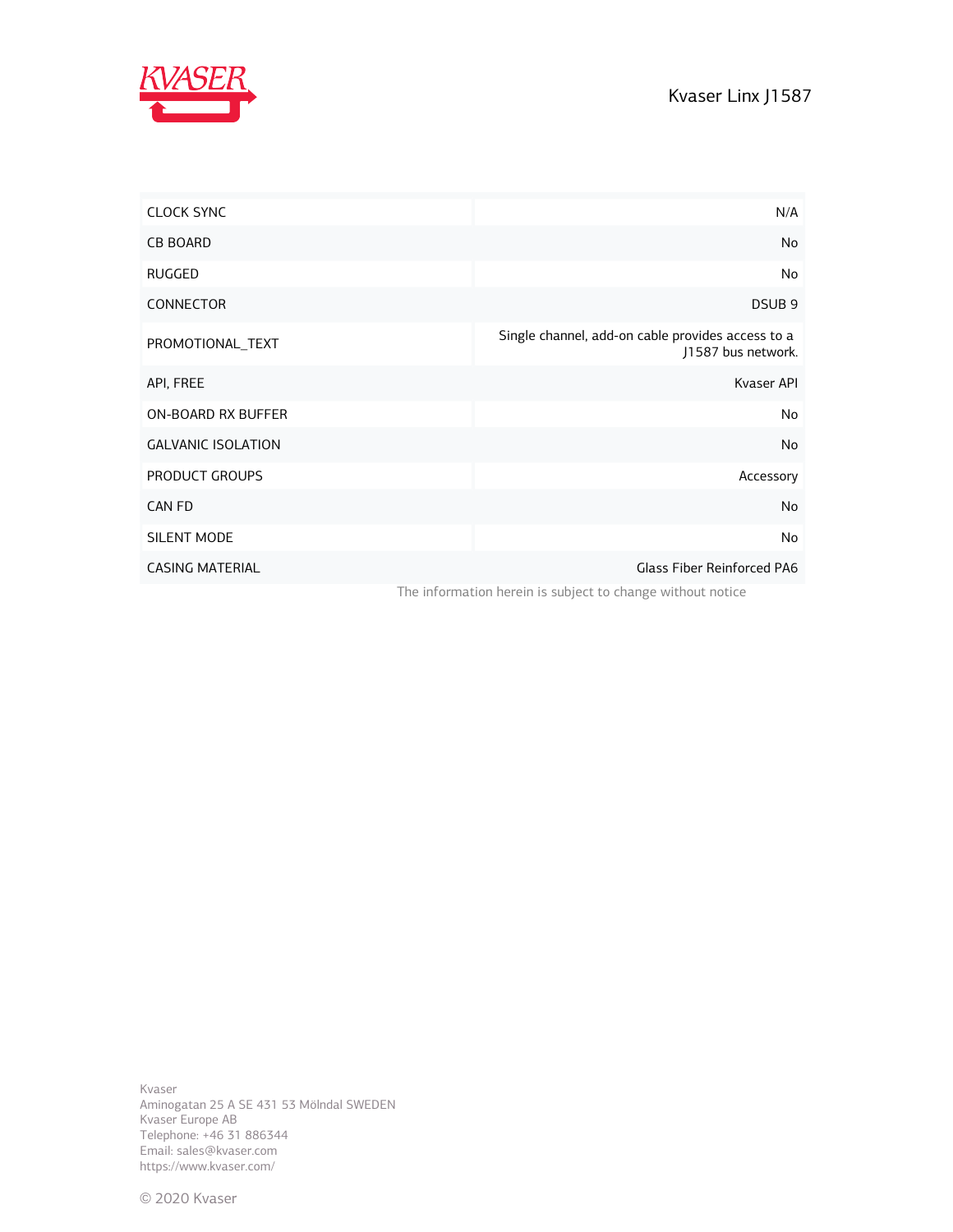| | |
|---|---|
| CLOCK SYNC | N/A |
| CB BOARD | No |
| RUGGED | No |
| CONNECTOR | DSUB 9 |
| PROMOTIONAL_TEXT | Single channel, add-on cable provides access to a J1587 bus network. |
| API, FREE | Kvaser API |
| ON-BOARD RX BUFFER | No |
| GALVANIC ISOLATION | No |
| PRODUCT GROUPS | Accessory |
| CAN FD | No |
| SILENT MODE | No |
| CASING MATERIAL | Glass Fiber Reinforced PA6 |

The information herein is subject to change without notice

Kvaser
Aminogatan 25 A SE 431 53 Mölndal SWEDEN
Kvaser Europe AB
Telephone: +46 31 886344
Email: sales@kvaser.com
https://www.kvaser.com/

© 2020 Kvaser